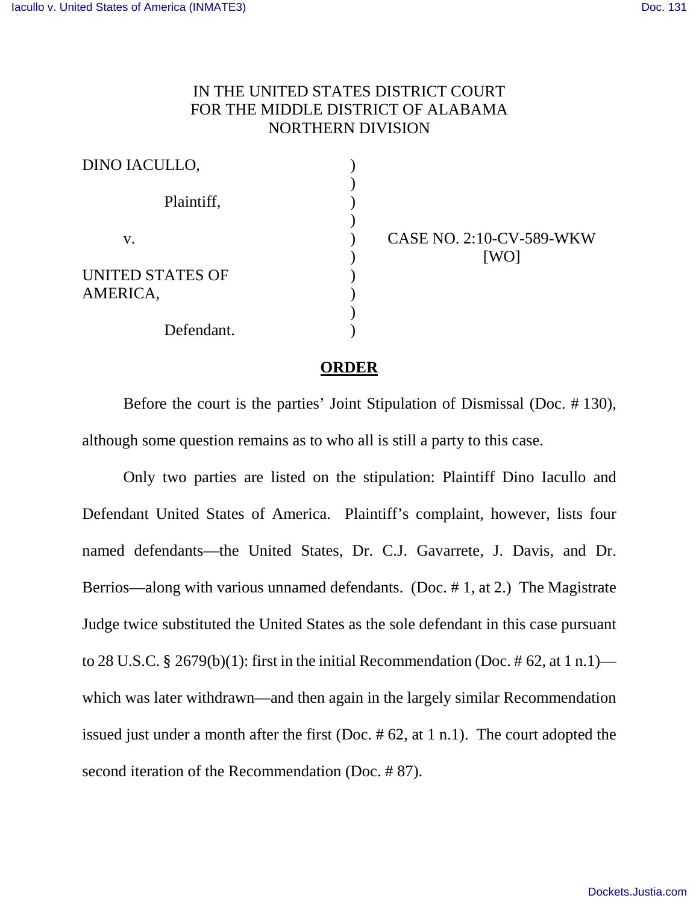IN THE UNITED STATES DISTRICT COURT
FOR THE MIDDLE DISTRICT OF ALABAMA
NORTHERN DIVISION

DINO IACULLO,

Plaintiff,

v.

UNITED STATES OF AMERICA,

Defendant.

CASE NO. 2:10-CV-589-WKW
[WO]

## ORDER

Before the court is the parties' Joint Stipulation of Dismissal (Doc. # 130), although some question remains as to who all is still a party to this case.

Only two parties are listed on the stipulation: Plaintiff Dino Iacullo and Defendant United States of America. Plaintiff's complaint, however, lists four named defendants—the United States, Dr. C.J. Gavarrete, J. Davis, and Dr. Berrios—along with various unnamed defendants. (Doc. # 1, at 2.) The Magistrate Judge twice substituted the United States as the sole defendant in this case pursuant to 28 U.S.C. § 2679(b)(1): first in the initial Recommendation (Doc. # 62, at 1 n.1)—which was later withdrawn—and then again in the largely similar Recommendation issued just under a month after the first (Doc. # 62, at 1 n.1). The court adopted the second iteration of the Recommendation (Doc. # 87).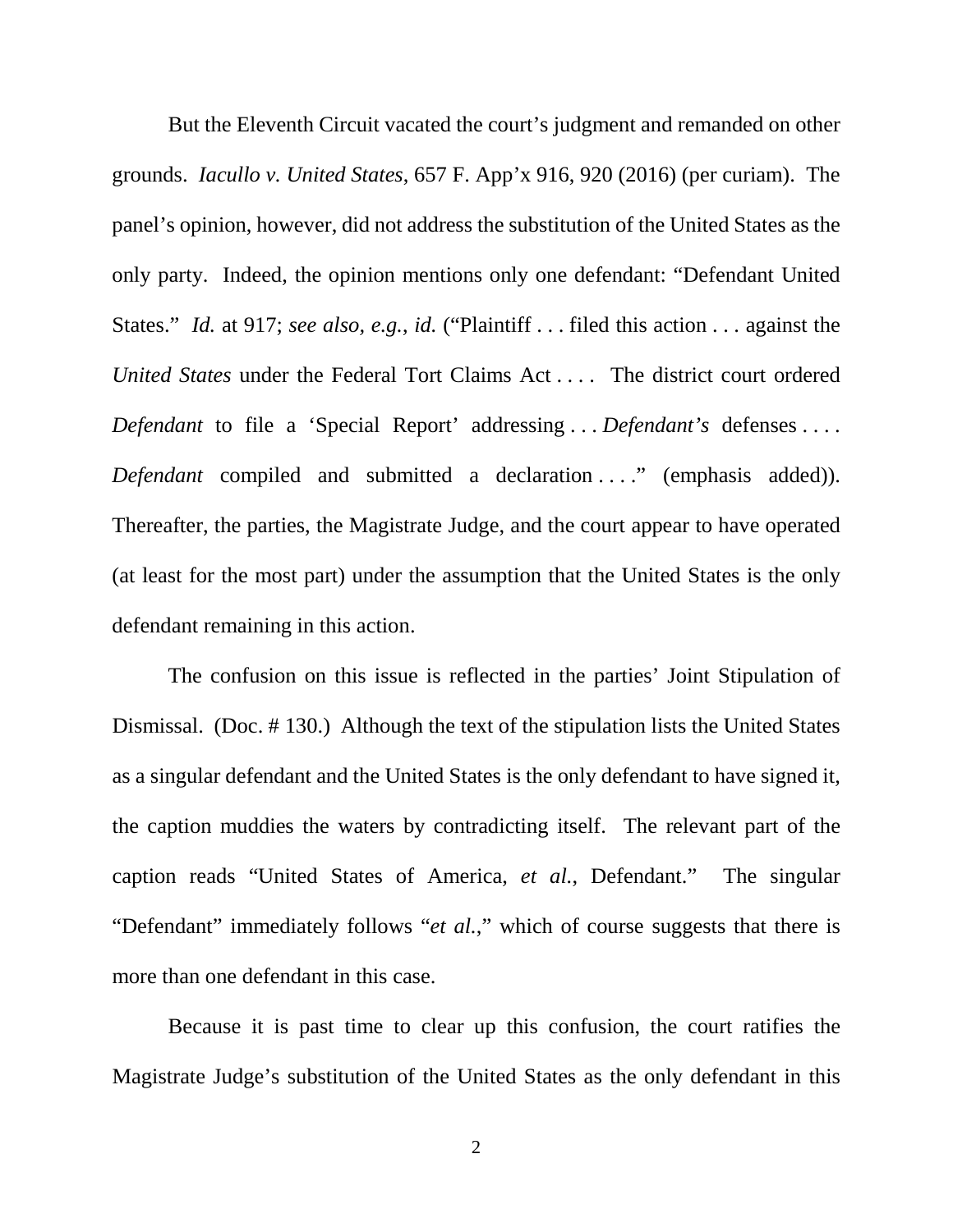But the Eleventh Circuit vacated the court's judgment and remanded on other grounds. *Iacullo v. United States*, 657 F. App'x 916, 920 (2016) (per curiam). The panel's opinion, however, did not address the substitution of the United States as the only party. Indeed, the opinion mentions only one defendant: "Defendant United States." *Id.* at 917; *see also, e.g.*, *id.* ("Plaintiff . . . filed this action . . . against the *United States* under the Federal Tort Claims Act . . . . The district court ordered *Defendant* to file a 'Special Report' addressing . . . *Defendant's* defenses . . . . *Defendant* compiled and submitted a declaration . . . ." (emphasis added)). Thereafter, the parties, the Magistrate Judge, and the court appear to have operated (at least for the most part) under the assumption that the United States is the only defendant remaining in this action.

The confusion on this issue is reflected in the parties' Joint Stipulation of Dismissal. (Doc. # 130.) Although the text of the stipulation lists the United States as a singular defendant and the United States is the only defendant to have signed it, the caption muddies the waters by contradicting itself. The relevant part of the caption reads "United States of America, *et al.*, Defendant." The singular "Defendant" immediately follows "*et al.*," which of course suggests that there is more than one defendant in this case.

Because it is past time to clear up this confusion, the court ratifies the Magistrate Judge's substitution of the United States as the only defendant in this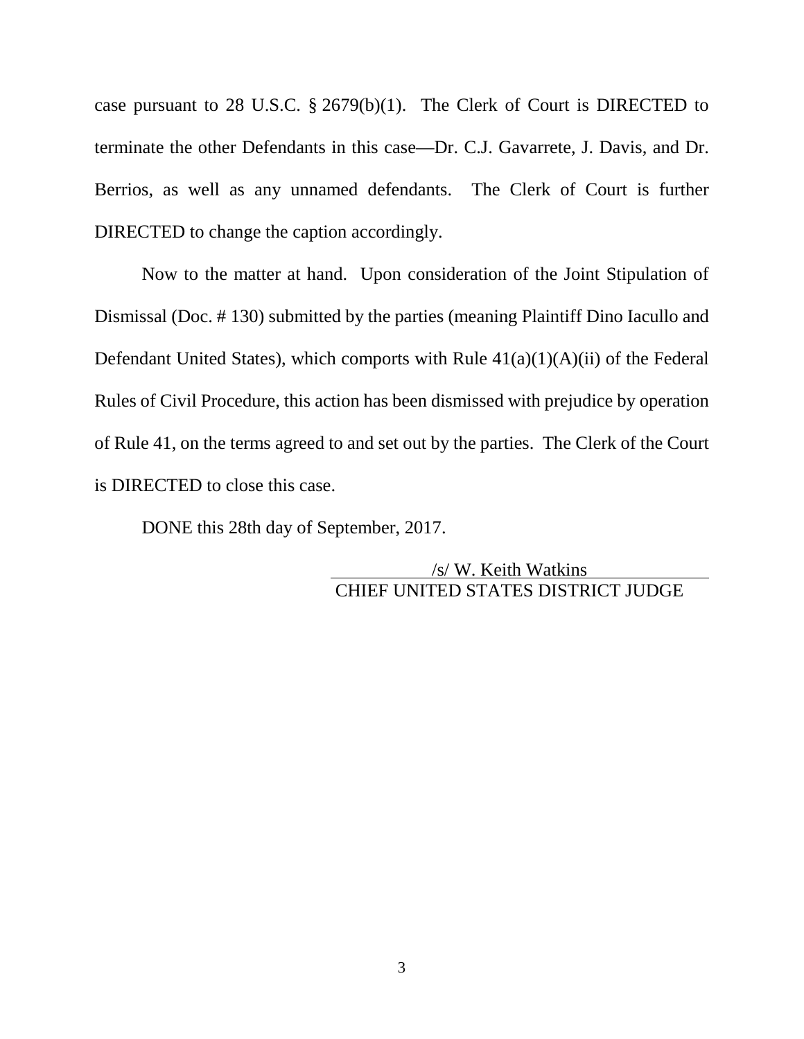case pursuant to 28 U.S.C. § 2679(b)(1). The Clerk of Court is DIRECTED to terminate the other Defendants in this case—Dr. C.J. Gavarrete, J. Davis, and Dr. Berrios, as well as any unnamed defendants. The Clerk of Court is further DIRECTED to change the caption accordingly.

Now to the matter at hand. Upon consideration of the Joint Stipulation of Dismissal (Doc. # 130) submitted by the parties (meaning Plaintiff Dino Iacullo and Defendant United States), which comports with Rule 41(a)(1)(A)(ii) of the Federal Rules of Civil Procedure, this action has been dismissed with prejudice by operation of Rule 41, on the terms agreed to and set out by the parties. The Clerk of the Court is DIRECTED to close this case.

DONE this 28th day of September, 2017.

/s/ W. Keith Watkins
CHIEF UNITED STATES DISTRICT JUDGE